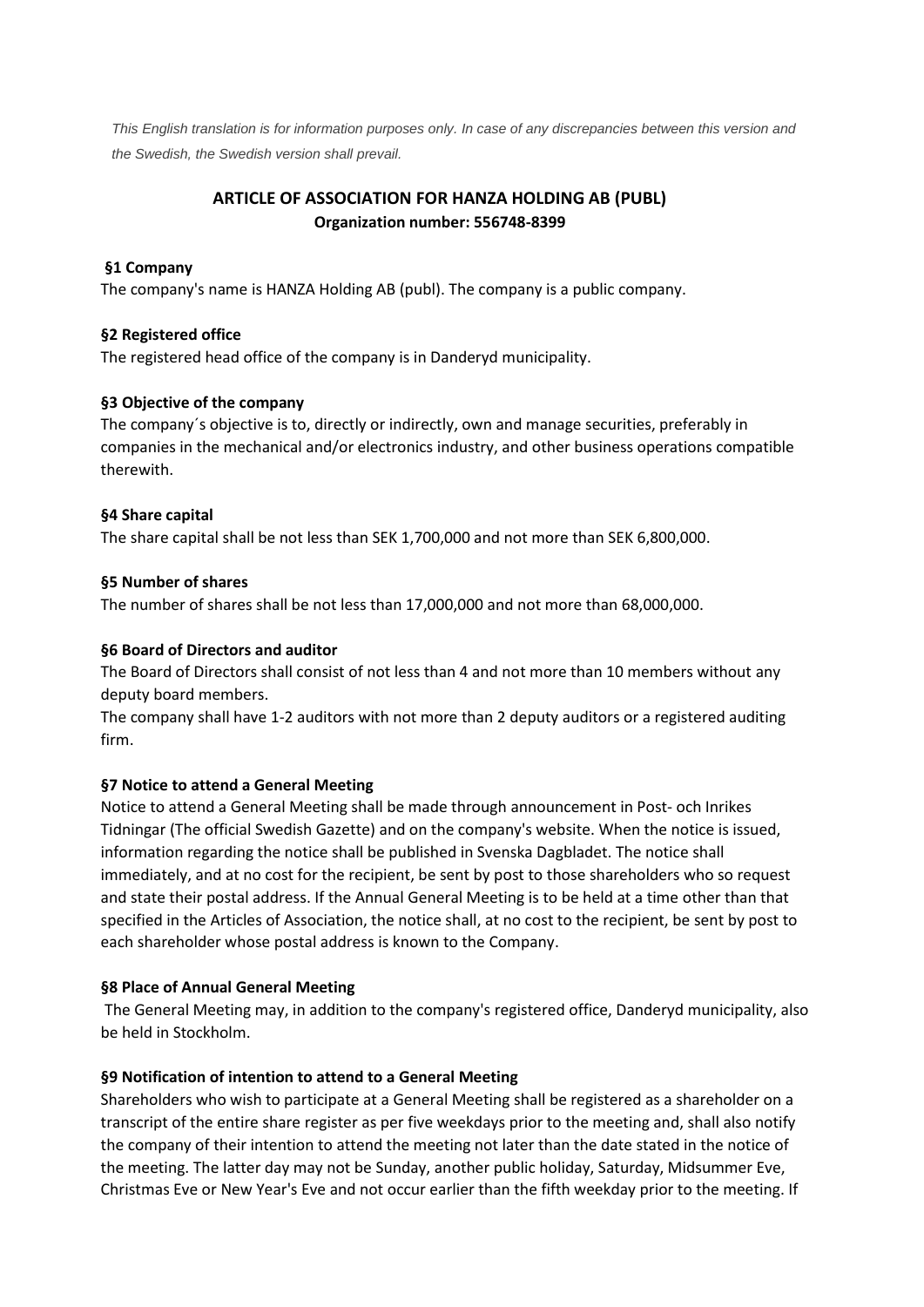*This English translation is for information purposes only. In case of any discrepancies between this version and the Swedish, the Swedish version shall prevail.*

# ARTICLE OF ASSOCIATION FOR HANZA HOLDING AB (PUBL)

**Organization number: 556748-8399**

**§1 Company**

The company's name is HANZA Holding AB (publ). The company is a public company.

**§2 Registered office**

The registered head office of the company is in Danderyd municipality.

**§3 Objective of the company**

The company´s objective is to, directly or indirectly, own and manage securities, preferably in companies in the mechanical and/or electronics industry, and other business operations compatible therewith.

**§4 Share capital**

The share capital shall be not less than SEK 1,700,000 and not more than SEK 6,800,000.

**§5 Number of shares**

The number of shares shall be not less than 17,000,000 and not more than 68,000,000.

**§6 Board of Directors and auditor**

The Board of Directors shall consist of not less than 4 and not more than 10 members without any deputy board members.

The company shall have 1-2 auditors with not more than 2 deputy auditors or a registered auditing firm.

**§7 Notice to attend a General Meeting**

Notice to attend a General Meeting shall be made through announcement in Post- och Inrikes Tidningar (The official Swedish Gazette) and on the company's website. When the notice is issued, information regarding the notice shall be published in Svenska Dagbladet. The notice shall immediately, and at no cost for the recipient, be sent by post to those shareholders who so request and state their postal address. If the Annual General Meeting is to be held at a time other than that specified in the Articles of Association, the notice shall, at no cost to the recipient, be sent by post to each shareholder whose postal address is known to the Company.

**§8 Place of Annual General Meeting**

The General Meeting may, in addition to the company's registered office, Danderyd municipality, also be held in Stockholm.

**§9 Notification of intention to attend to a General Meeting**

Shareholders who wish to participate at a General Meeting shall be registered as a shareholder on a transcript of the entire share register as per five weekdays prior to the meeting and, shall also notify the company of their intention to attend the meeting not later than the date stated in the notice of the meeting. The latter day may not be Sunday, another public holiday, Saturday, Midsummer Eve, Christmas Eve or New Year's Eve and not occur earlier than the fifth weekday prior to the meeting. If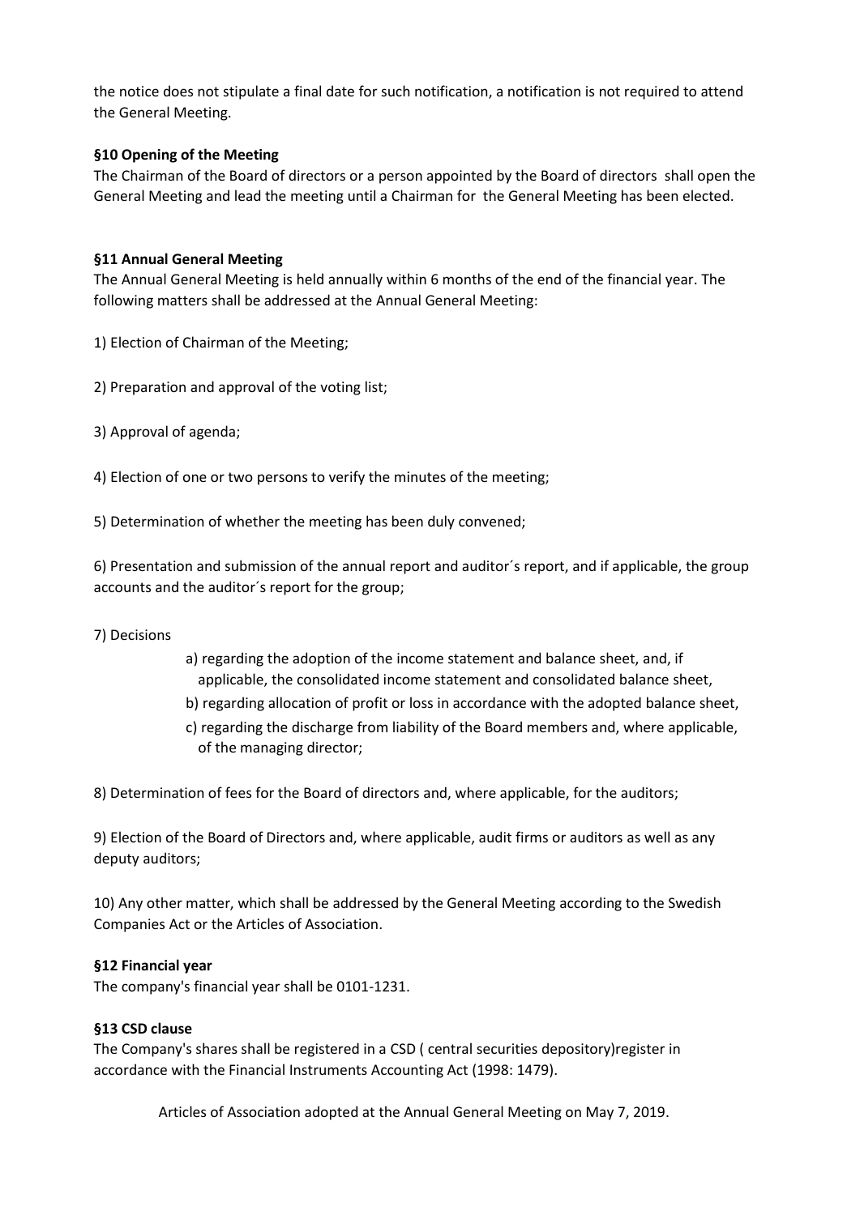the notice does not stipulate a final date for such notification, a notification is not required to attend the General Meeting.

**§10 Opening of the Meeting**

The Chairman of the Board of directors or a person appointed by the Board of directors shall open the General Meeting and lead the meeting until a Chairman for the General Meeting has been elected.

**§11 Annual General Meeting**

The Annual General Meeting is held annually within 6 months of the end of the financial year. The following matters shall be addressed at the Annual General Meeting:

1) Election of Chairman of the Meeting;

2) Preparation and approval of the voting list;

3) Approval of agenda;

4) Election of one or two persons to verify the minutes of the meeting;

5) Determination of whether the meeting has been duly convened;

6) Presentation and submission of the annual report and auditor´s report, and if applicable, the group accounts and the auditor´s report for the group;

7) Decisions

   a) regarding the adoption of the income statement and balance sheet, and, if applicable, the consolidated income statement and consolidated balance sheet,
   
   b) regarding allocation of profit or loss in accordance with the adopted balance sheet,
   
   c) regarding the discharge from liability of the Board members and, where applicable, of the managing director;

8) Determination of fees for the Board of directors and, where applicable, for the auditors;

9) Election of the Board of Directors and, where applicable, audit firms or auditors as well as any deputy auditors;

10) Any other matter, which shall be addressed by the General Meeting according to the Swedish Companies Act or the Articles of Association.

**§12 Financial year**

The company's financial year shall be 0101-1231.

**§13 CSD clause**

The Company's shares shall be registered in a CSD ( central securities depository)register in accordance with the Financial Instruments Accounting Act (1998: 1479).

Articles of Association adopted at the Annual General Meeting on May 7, 2019.